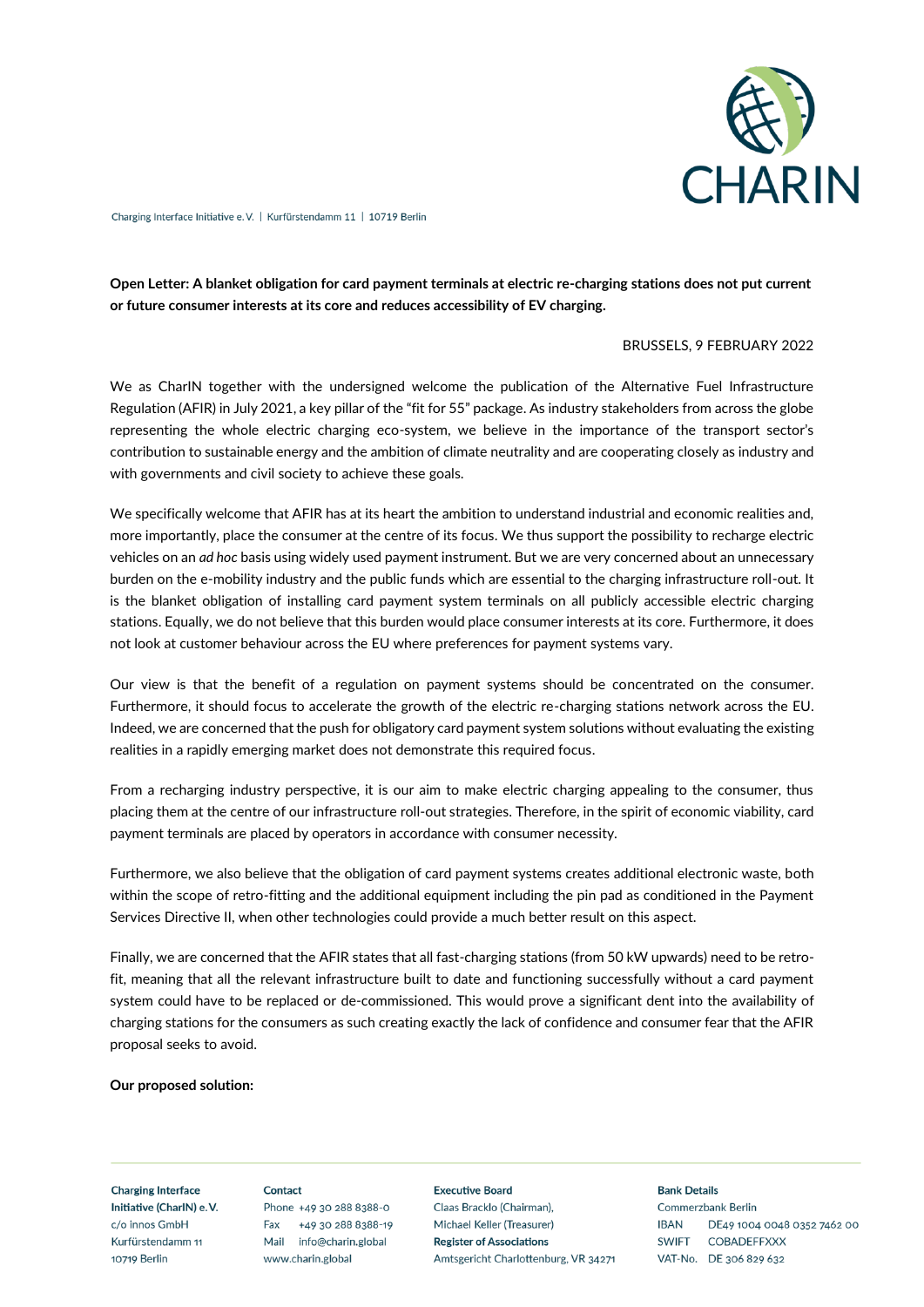Charging Interface Initiative e. V. | Kurfürstendamm 11 | 10719 Berlin

**Open Letter: A blanket obligation for card payment terminals at electric re-charging stations does not put current or future consumer interests at its core and reduces accessibility of EV charging.**

BRUSSELS, 9 FEBRUARY 2022

We as CharIN together with the undersigned welcome the publication of the Alternative Fuel Infrastructure Regulation (AFIR) in July 2021, a key pillar of the "fit for 55" package. As industry stakeholders from across the globe representing the whole electric charging eco-system, we believe in the importance of the transport sector's contribution to sustainable energy and the ambition of climate neutrality and are cooperating closely as industry and with governments and civil society to achieve these goals.

We specifically welcome that AFIR has at its heart the ambition to understand industrial and economic realities and, more importantly, place the consumer at the centre of its focus. We thus support the possibility to recharge electric vehicles on an *ad hoc* basis using widely used payment instrument. But we are very concerned about an unnecessary burden on the e-mobility industry and the public funds which are essential to the charging infrastructure roll-out. It is the blanket obligation of installing card payment system terminals on all publicly accessible electric charging stations. Equally, we do not believe that this burden would place consumer interests at its core. Furthermore, it does not look at customer behaviour across the EU where preferences for payment systems vary.

Our view is that the benefit of a regulation on payment systems should be concentrated on the consumer. Furthermore, it should focus to accelerate the growth of the electric re-charging stations network across the EU. Indeed, we are concerned that the push for obligatory card payment system solutions without evaluating the existing realities in a rapidly emerging market does not demonstrate this required focus.

From a recharging industry perspective, it is our aim to make electric charging appealing to the consumer, thus placing them at the centre of our infrastructure roll-out strategies. Therefore, in the spirit of economic viability, card payment terminals are placed by operators in accordance with consumer necessity.

Furthermore, we also believe that the obligation of card payment systems creates additional electronic waste, both within the scope of retro-fitting and the additional equipment including the pin pad as conditioned in the Payment Services Directive II, when other technologies could provide a much better result on this aspect.

Finally, we are concerned that the AFIR states that all fast-charging stations (from 50 kW upwards) need to be retro-fit, meaning that all the relevant infrastructure built to date and functioning successfully without a card payment system could have to be replaced or de-commissioned. This would prove a significant dent into the availability of charging stations for the consumers as such creating exactly the lack of confidence and consumer fear that the AFIR proposal seeks to avoid.

**Our proposed solution:**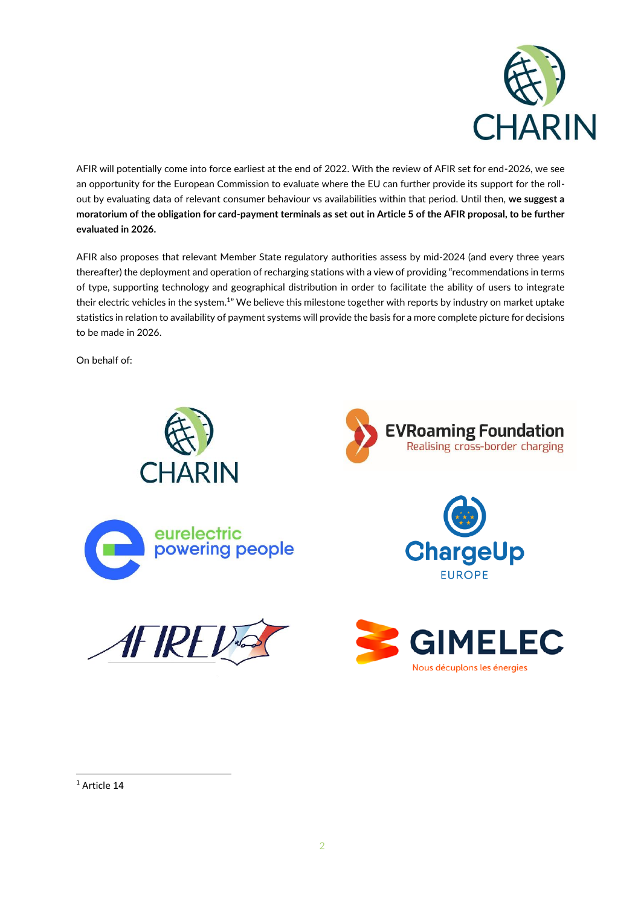AFIR will potentially come into force earliest at the end of 2022. With the review of AFIR set for end-2026, we see an opportunity for the European Commission to evaluate where the EU can further provide its support for the roll-out by evaluating data of relevant consumer behaviour vs availabilities within that period. Until then, **we suggest a moratorium of the obligation for card-payment terminals as set out in Article 5 of the AFIR proposal, to be further evaluated in 2026.**

AFIR also proposes that relevant Member State regulatory authorities assess by mid-2024 (and every three years thereafter) the deployment and operation of recharging stations with a view of providing "recommendations in terms of type, supporting technology and geographical distribution in order to facilitate the ability of users to integrate their electric vehicles in the system.[1]" We believe this milestone together with reports by industry on market uptake statistics in relation to availability of payment systems will provide the basis for a more complete picture for decisions to be made in 2026.

On behalf of:

CHARIN

EVRoaming Foundation – Realising cross-border charging

eurelectric – powering people

ChargeUp EUROPE

AFIREV

GIMELEC – Nous décuplons les énergies

---

[1] Article 14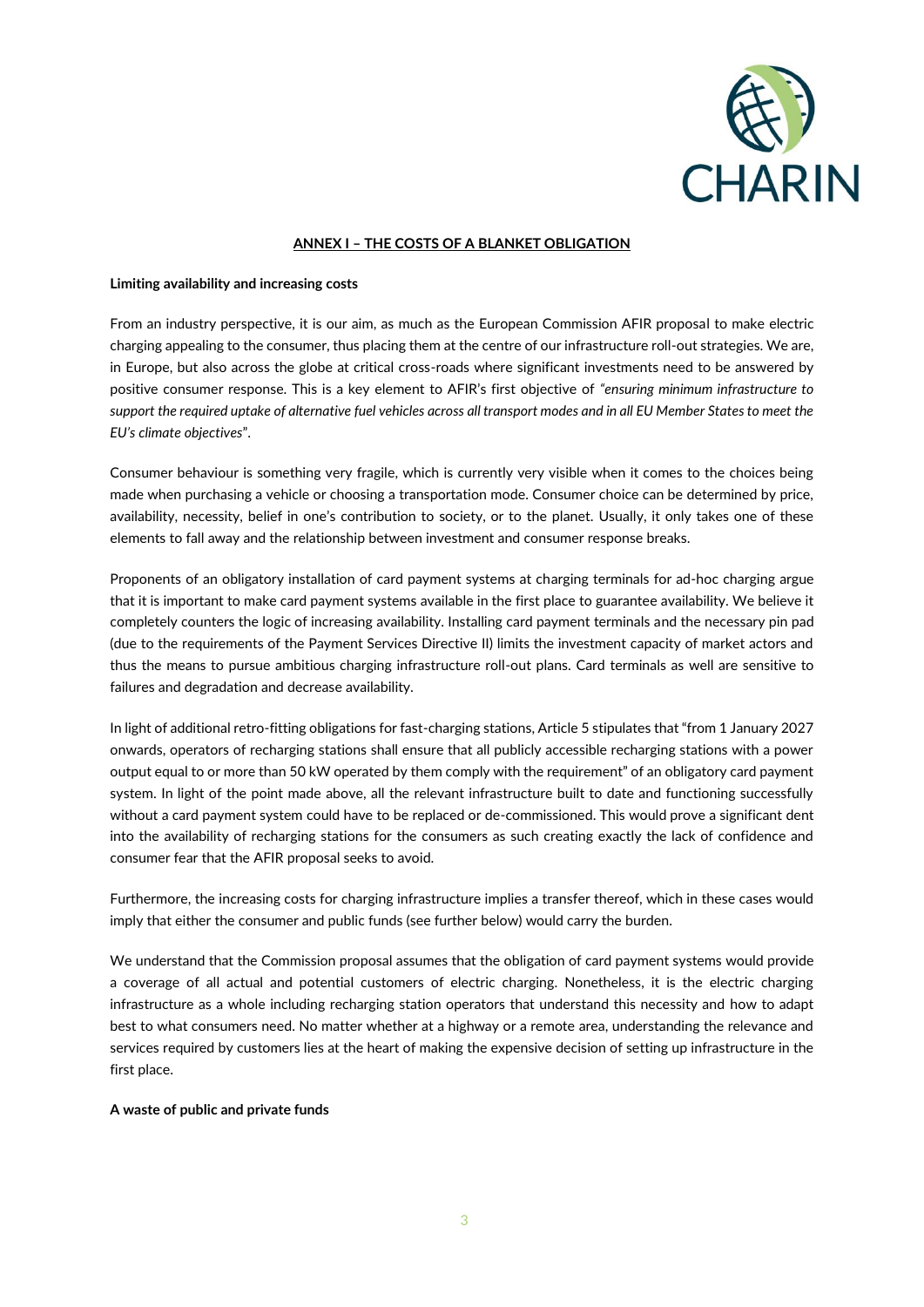## ANNEX I – THE COSTS OF A BLANKET OBLIGATION

**Limiting availability and increasing costs**

From an industry perspective, it is our aim, as much as the European Commission AFIR proposal to make electric charging appealing to the consumer, thus placing them at the centre of our infrastructure roll-out strategies. We are, in Europe, but also across the globe at critical cross-roads where significant investments need to be answered by positive consumer response. This is a key element to AFIR's first objective of *"ensuring minimum infrastructure to support the required uptake of alternative fuel vehicles across all transport modes and in all EU Member States to meet the EU's climate objectives*".

Consumer behaviour is something very fragile, which is currently very visible when it comes to the choices being made when purchasing a vehicle or choosing a transportation mode. Consumer choice can be determined by price, availability, necessity, belief in one's contribution to society, or to the planet. Usually, it only takes one of these elements to fall away and the relationship between investment and consumer response breaks.

Proponents of an obligatory installation of card payment systems at charging terminals for ad-hoc charging argue that it is important to make card payment systems available in the first place to guarantee availability. We believe it completely counters the logic of increasing availability. Installing card payment terminals and the necessary pin pad (due to the requirements of the Payment Services Directive II) limits the investment capacity of market actors and thus the means to pursue ambitious charging infrastructure roll-out plans. Card terminals as well are sensitive to failures and degradation and decrease availability.

In light of additional retro-fitting obligations for fast-charging stations, Article 5 stipulates that "from 1 January 2027 onwards, operators of recharging stations shall ensure that all publicly accessible recharging stations with a power output equal to or more than 50 kW operated by them comply with the requirement" of an obligatory card payment system. In light of the point made above, all the relevant infrastructure built to date and functioning successfully without a card payment system could have to be replaced or de-commissioned. This would prove a significant dent into the availability of recharging stations for the consumers as such creating exactly the lack of confidence and consumer fear that the AFIR proposal seeks to avoid.

Furthermore, the increasing costs for charging infrastructure implies a transfer thereof, which in these cases would imply that either the consumer and public funds (see further below) would carry the burden.

We understand that the Commission proposal assumes that the obligation of card payment systems would provide a coverage of all actual and potential customers of electric charging. Nonetheless, it is the electric charging infrastructure as a whole including recharging station operators that understand this necessity and how to adapt best to what consumers need. No matter whether at a highway or a remote area, understanding the relevance and services required by customers lies at the heart of making the expensive decision of setting up infrastructure in the first place.

**A waste of public and private funds**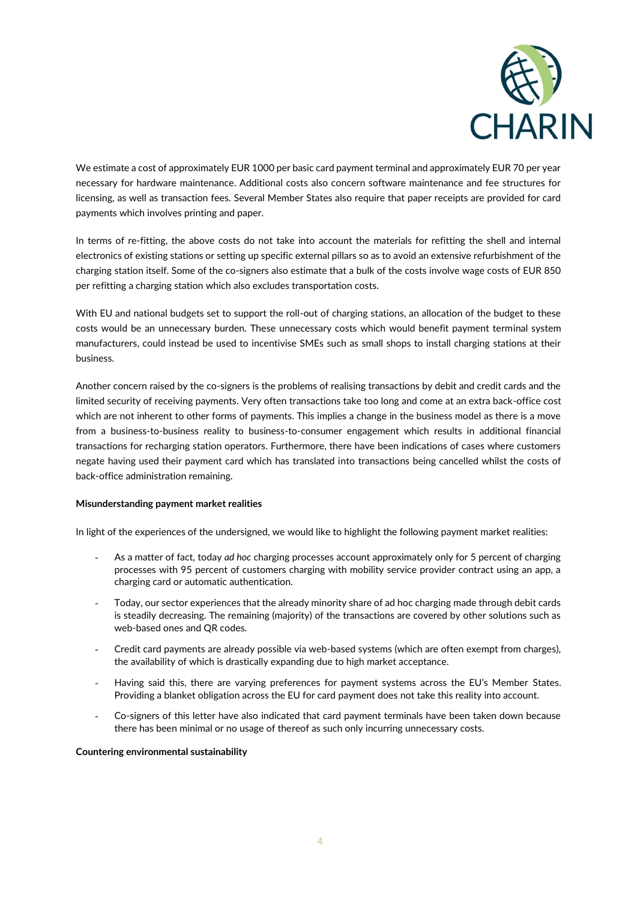We estimate a cost of approximately EUR 1000 per basic card payment terminal and approximately EUR 70 per year necessary for hardware maintenance. Additional costs also concern software maintenance and fee structures for licensing, as well as transaction fees. Several Member States also require that paper receipts are provided for card payments which involves printing and paper.

In terms of re-fitting, the above costs do not take into account the materials for refitting the shell and internal electronics of existing stations or setting up specific external pillars so as to avoid an extensive refurbishment of the charging station itself. Some of the co-signers also estimate that a bulk of the costs involve wage costs of EUR 850 per refitting a charging station which also excludes transportation costs.

With EU and national budgets set to support the roll-out of charging stations, an allocation of the budget to these costs would be an unnecessary burden. These unnecessary costs which would benefit payment terminal system manufacturers, could instead be used to incentivise SMEs such as small shops to install charging stations at their business.

Another concern raised by the co-signers is the problems of realising transactions by debit and credit cards and the limited security of receiving payments. Very often transactions take too long and come at an extra back-office cost which are not inherent to other forms of payments. This implies a change in the business model as there is a move from a business-to-business reality to business-to-consumer engagement which results in additional financial transactions for recharging station operators. Furthermore, there have been indications of cases where customers negate having used their payment card which has translated into transactions being cancelled whilst the costs of back-office administration remaining.

**Misunderstanding payment market realities**

In light of the experiences of the undersigned, we would like to highlight the following payment market realities:

- As a matter of fact, today *ad hoc* charging processes account approximately only for 5 percent of charging processes with 95 percent of customers charging with mobility service provider contract using an app, a charging card or automatic authentication.
- Today, our sector experiences that the already minority share of ad hoc charging made through debit cards is steadily decreasing. The remaining (majority) of the transactions are covered by other solutions such as web-based ones and QR codes.
- Credit card payments are already possible via web-based systems (which are often exempt from charges), the availability of which is drastically expanding due to high market acceptance.
- Having said this, there are varying preferences for payment systems across the EU's Member States. Providing a blanket obligation across the EU for card payment does not take this reality into account.
- Co-signers of this letter have also indicated that card payment terminals have been taken down because there has been minimal or no usage of thereof as such only incurring unnecessary costs.

**Countering environmental sustainability**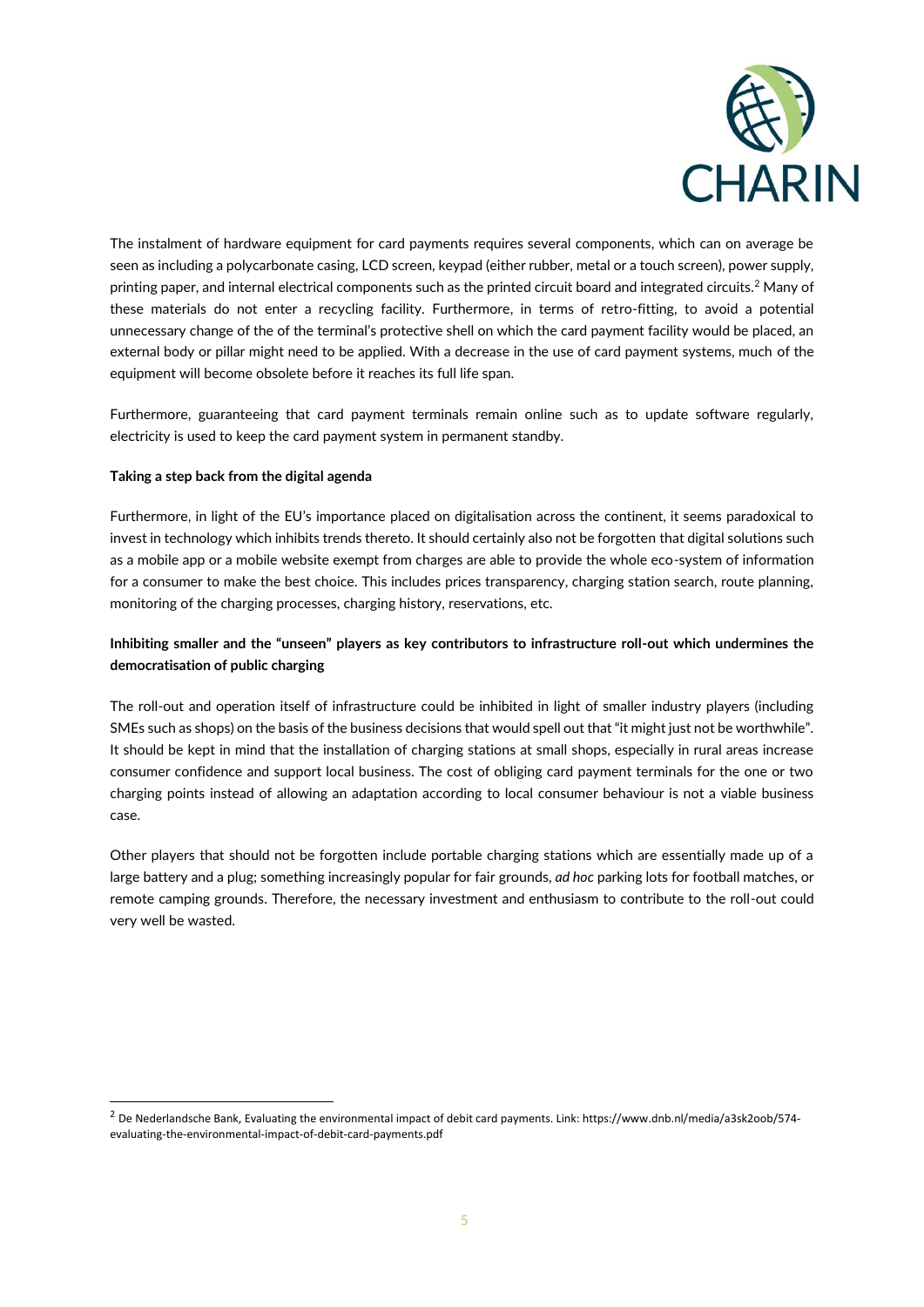The instalment of hardware equipment for card payments requires several components, which can on average be seen as including a polycarbonate casing, LCD screen, keypad (either rubber, metal or a touch screen), power supply, printing paper, and internal electrical components such as the printed circuit board and integrated circuits.[2] Many of these materials do not enter a recycling facility. Furthermore, in terms of retro-fitting, to avoid a potential unnecessary change of the of the terminal's protective shell on which the card payment facility would be placed, an external body or pillar might need to be applied. With a decrease in the use of card payment systems, much of the equipment will become obsolete before it reaches its full life span.

Furthermore, guaranteeing that card payment terminals remain online such as to update software regularly, electricity is used to keep the card payment system in permanent standby.

**Taking a step back from the digital agenda**

Furthermore, in light of the EU's importance placed on digitalisation across the continent, it seems paradoxical to invest in technology which inhibits trends thereto. It should certainly also not be forgotten that digital solutions such as a mobile app or a mobile website exempt from charges are able to provide the whole eco-system of information for a consumer to make the best choice. This includes prices transparency, charging station search, route planning, monitoring of the charging processes, charging history, reservations, etc.

**Inhibiting smaller and the "unseen" players as key contributors to infrastructure roll-out which undermines the democratisation of public charging**

The roll-out and operation itself of infrastructure could be inhibited in light of smaller industry players (including SMEs such as shops) on the basis of the business decisions that would spell out that "it might just not be worthwhile". It should be kept in mind that the installation of charging stations at small shops, especially in rural areas increase consumer confidence and support local business. The cost of obliging card payment terminals for the one or two charging points instead of allowing an adaptation according to local consumer behaviour is not a viable business case.

Other players that should not be forgotten include portable charging stations which are essentially made up of a large battery and a plug; something increasingly popular for fair grounds, *ad hoc* parking lots for football matches, or remote camping grounds. Therefore, the necessary investment and enthusiasm to contribute to the roll-out could very well be wasted.

[2] De Nederlandsche Bank, Evaluating the environmental impact of debit card payments. Link: https://www.dnb.nl/media/a3sk2oob/574-evaluating-the-environmental-impact-of-debit-card-payments.pdf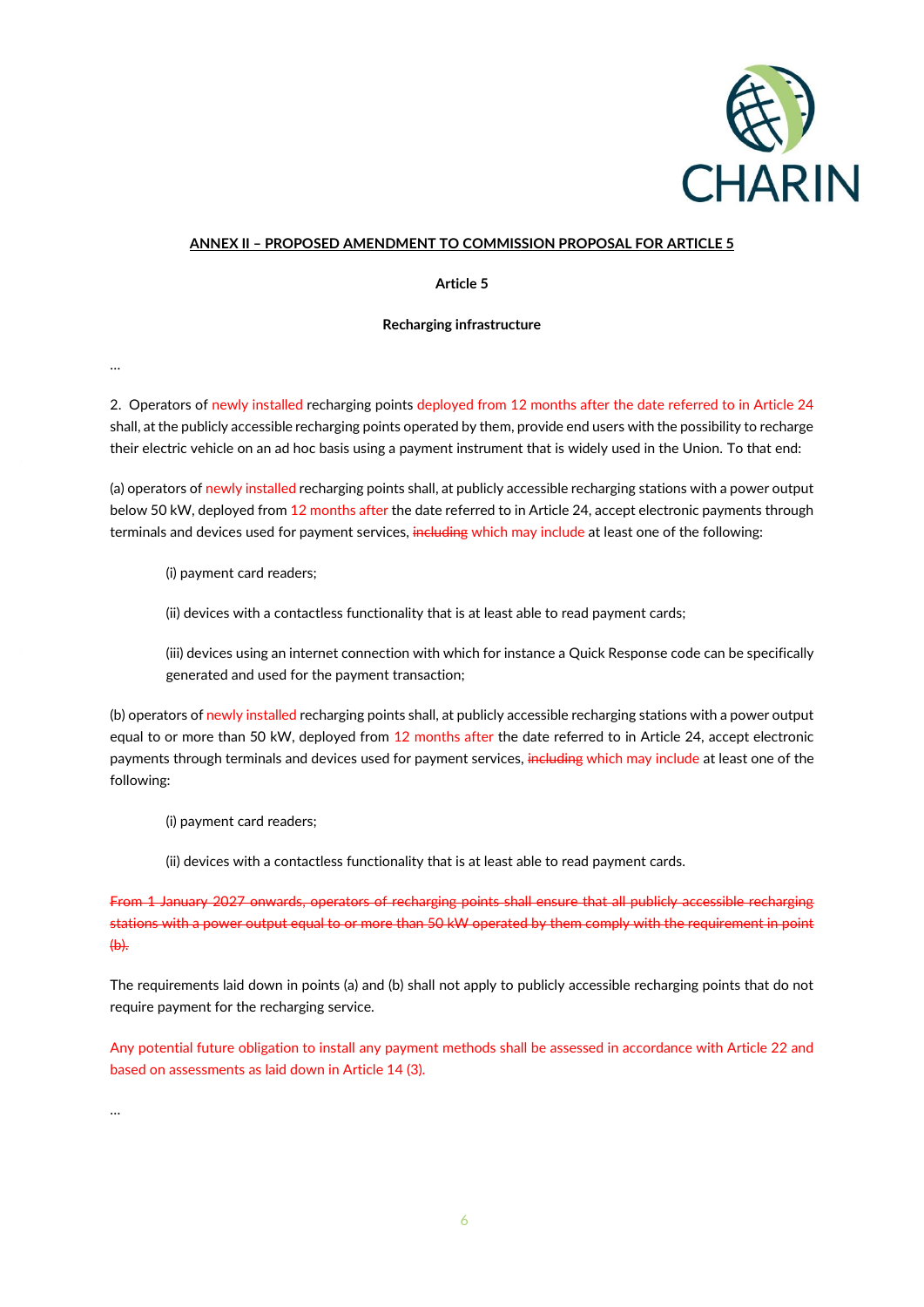**ANNEX II – PROPOSED AMENDMENT TO COMMISSION PROPOSAL FOR ARTICLE 5**

**Article 5**

**Recharging infrastructure**

…

2. Operators of newly installed recharging points deployed from 12 months after the date referred to in Article 24 shall, at the publicly accessible recharging points operated by them, provide end users with the possibility to recharge their electric vehicle on an ad hoc basis using a payment instrument that is widely used in the Union. To that end:

(a) operators of newly installed recharging points shall, at publicly accessible recharging stations with a power output below 50 kW, deployed from 12 months after the date referred to in Article 24, accept electronic payments through terminals and devices used for payment services, ~~including~~ which may include at least one of the following:

> (i) payment card readers;
>
> (ii) devices with a contactless functionality that is at least able to read payment cards;
>
> (iii) devices using an internet connection with which for instance a Quick Response code can be specifically generated and used for the payment transaction;

(b) operators of newly installed recharging points shall, at publicly accessible recharging stations with a power output equal to or more than 50 kW, deployed from 12 months after the date referred to in Article 24, accept electronic payments through terminals and devices used for payment services, ~~including~~ which may include at least one of the following:

> (i) payment card readers;
>
> (ii) devices with a contactless functionality that is at least able to read payment cards.

~~From 1 January 2027 onwards, operators of recharging points shall ensure that all publicly accessible recharging stations with a power output equal to or more than 50 kW operated by them comply with the requirement in point (b).~~

The requirements laid down in points (a) and (b) shall not apply to publicly accessible recharging points that do not require payment for the recharging service.

Any potential future obligation to install any payment methods shall be assessed in accordance with Article 22 and based on assessments as laid down in Article 14 (3).

…